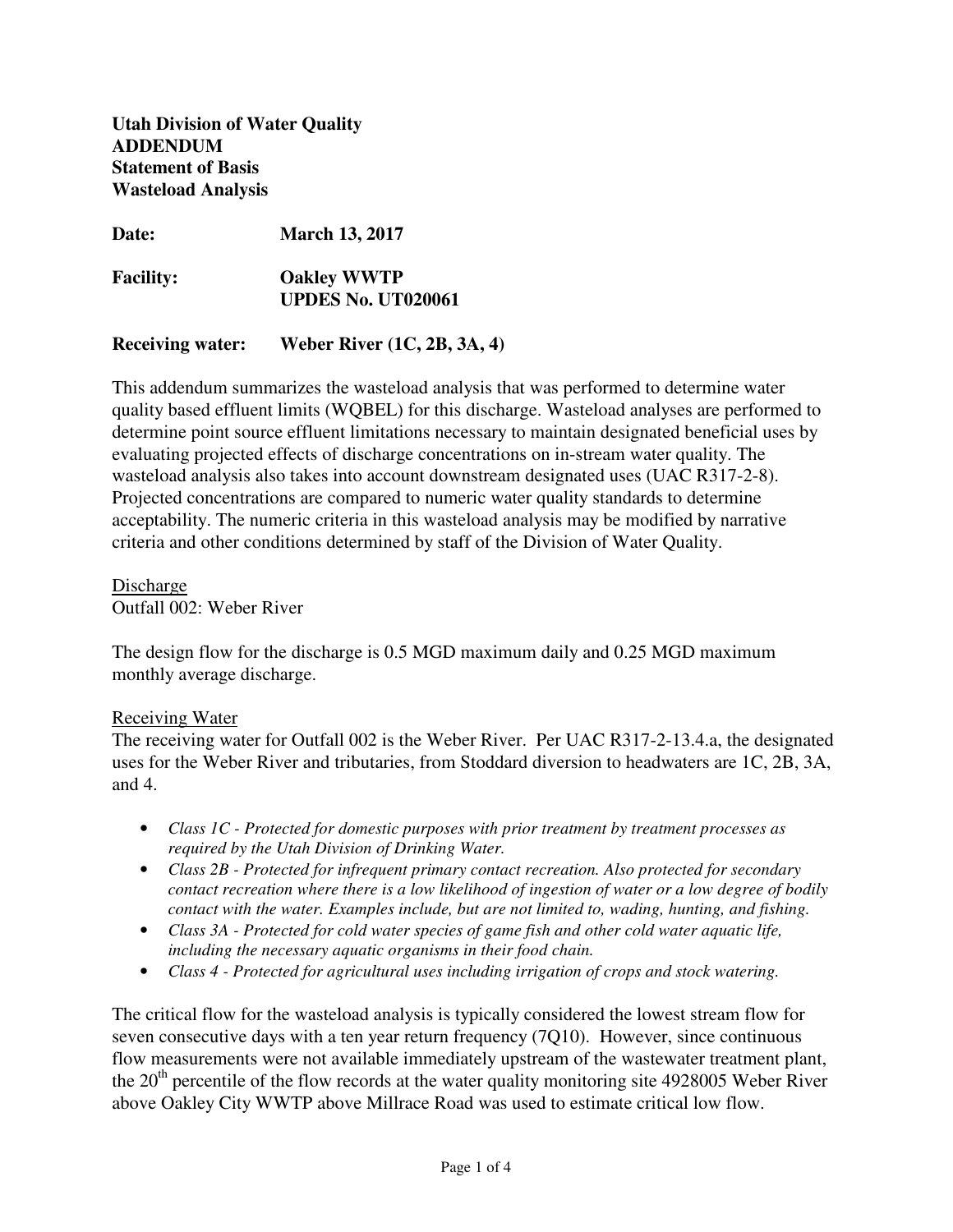**Utah Division of Water Quality**
**ADDENDUM**
**Statement of Basis**
**Wasteload Analysis**

**Date:** **March 13, 2017**

**Facility:** **Oakley WWTP**
**UPDES No. UT020061**

**Receiving water:** **Weber River (1C, 2B, 3A, 4)**

This addendum summarizes the wasteload analysis that was performed to determine water quality based effluent limits (WQBEL) for this discharge. Wasteload analyses are performed to determine point source effluent limitations necessary to maintain designated beneficial uses by evaluating projected effects of discharge concentrations on in-stream water quality. The wasteload analysis also takes into account downstream designated uses (UAC R317-2-8). Projected concentrations are compared to numeric water quality standards to determine acceptability. The numeric criteria in this wasteload analysis may be modified by narrative criteria and other conditions determined by staff of the Division of Water Quality.

<u>Discharge</u>
Outfall 002: Weber River

The design flow for the discharge is 0.5 MGD maximum daily and 0.25 MGD maximum monthly average discharge.

<u>Receiving Water</u>
The receiving water for Outfall 002 is the Weber River. Per UAC R317-2-13.4.a, the designated uses for the Weber River and tributaries, from Stoddard diversion to headwaters are 1C, 2B, 3A, and 4.

- *Class 1C - Protected for domestic purposes with prior treatment by treatment processes as required by the Utah Division of Drinking Water.*
- *Class 2B - Protected for infrequent primary contact recreation. Also protected for secondary contact recreation where there is a low likelihood of ingestion of water or a low degree of bodily contact with the water. Examples include, but are not limited to, wading, hunting, and fishing.*
- *Class 3A - Protected for cold water species of game fish and other cold water aquatic life, including the necessary aquatic organisms in their food chain.*
- *Class 4 - Protected for agricultural uses including irrigation of crops and stock watering.*

The critical flow for the wasteload analysis is typically considered the lowest stream flow for seven consecutive days with a ten year return frequency (7Q10). However, since continuous flow measurements were not available immediately upstream of the wastewater treatment plant, the 20th percentile of the flow records at the water quality monitoring site 4928005 Weber River above Oakley City WWTP above Millrace Road was used to estimate critical low flow.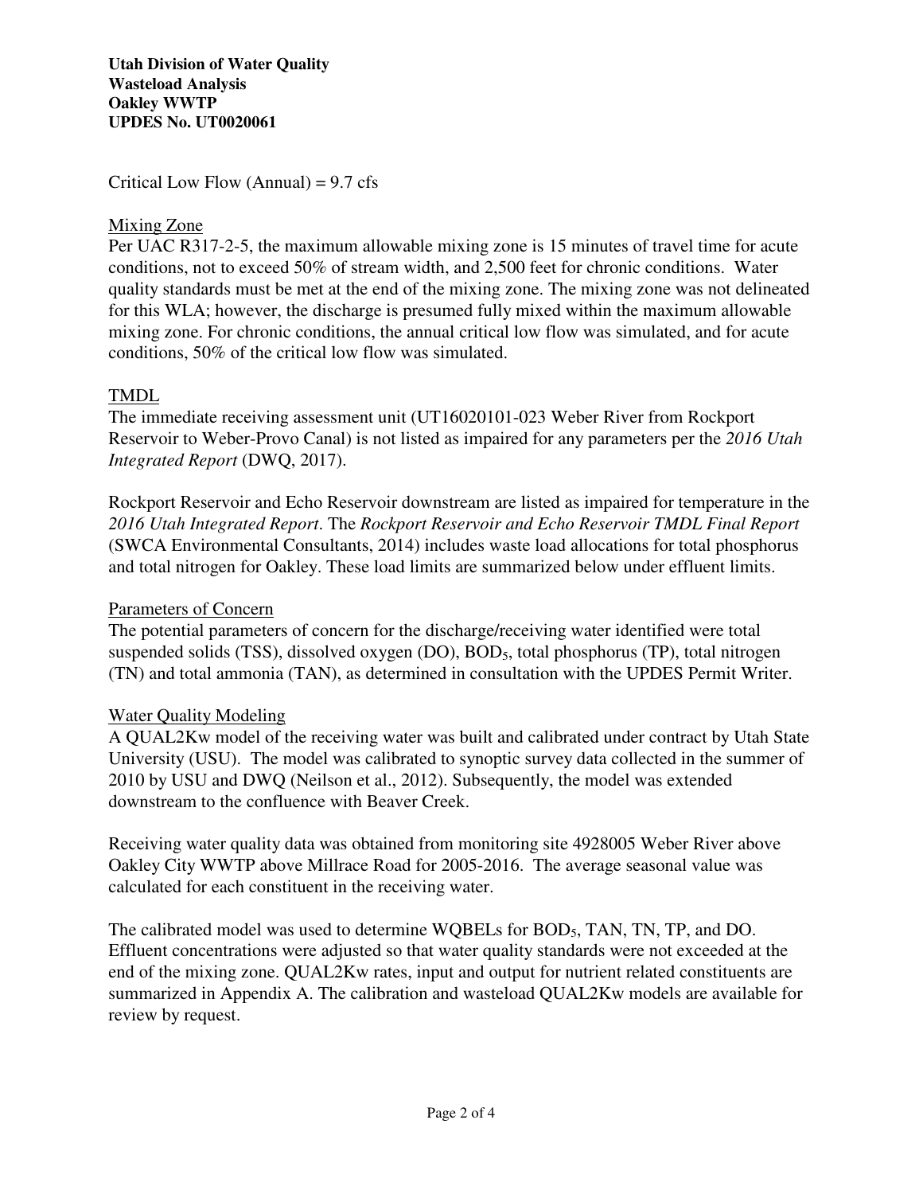Critical Low Flow (Annual) = 9.7 cfs

## Mixing Zone

Per UAC R317-2-5, the maximum allowable mixing zone is 15 minutes of travel time for acute conditions, not to exceed 50% of stream width, and 2,500 feet for chronic conditions. Water quality standards must be met at the end of the mixing zone. The mixing zone was not delineated for this WLA; however, the discharge is presumed fully mixed within the maximum allowable mixing zone. For chronic conditions, the annual critical low flow was simulated, and for acute conditions, 50% of the critical low flow was simulated.

## TMDL

The immediate receiving assessment unit (UT16020101-023 Weber River from Rockport Reservoir to Weber-Provo Canal) is not listed as impaired for any parameters per the *2016 Utah Integrated Report* (DWQ, 2017).

Rockport Reservoir and Echo Reservoir downstream are listed as impaired for temperature in the *2016 Utah Integrated Report*. The *Rockport Reservoir and Echo Reservoir TMDL Final Report* (SWCA Environmental Consultants, 2014) includes waste load allocations for total phosphorus and total nitrogen for Oakley. These load limits are summarized below under effluent limits.

## Parameters of Concern

The potential parameters of concern for the discharge/receiving water identified were total suspended solids (TSS), dissolved oxygen (DO), $BOD_5$, total phosphorus (TP), total nitrogen (TN) and total ammonia (TAN), as determined in consultation with the UPDES Permit Writer.

## Water Quality Modeling

A QUAL2Kw model of the receiving water was built and calibrated under contract by Utah State University (USU). The model was calibrated to synoptic survey data collected in the summer of 2010 by USU and DWQ (Neilson et al., 2012). Subsequently, the model was extended downstream to the confluence with Beaver Creek.

Receiving water quality data was obtained from monitoring site 4928005 Weber River above Oakley City WWTP above Millrace Road for 2005-2016. The average seasonal value was calculated for each constituent in the receiving water.

The calibrated model was used to determine WQBELs for $BOD_5$, TAN, TN, TP, and DO. Effluent concentrations were adjusted so that water quality standards were not exceeded at the end of the mixing zone. QUAL2Kw rates, input and output for nutrient related constituents are summarized in Appendix A. The calibration and wasteload QUAL2Kw models are available for review by request.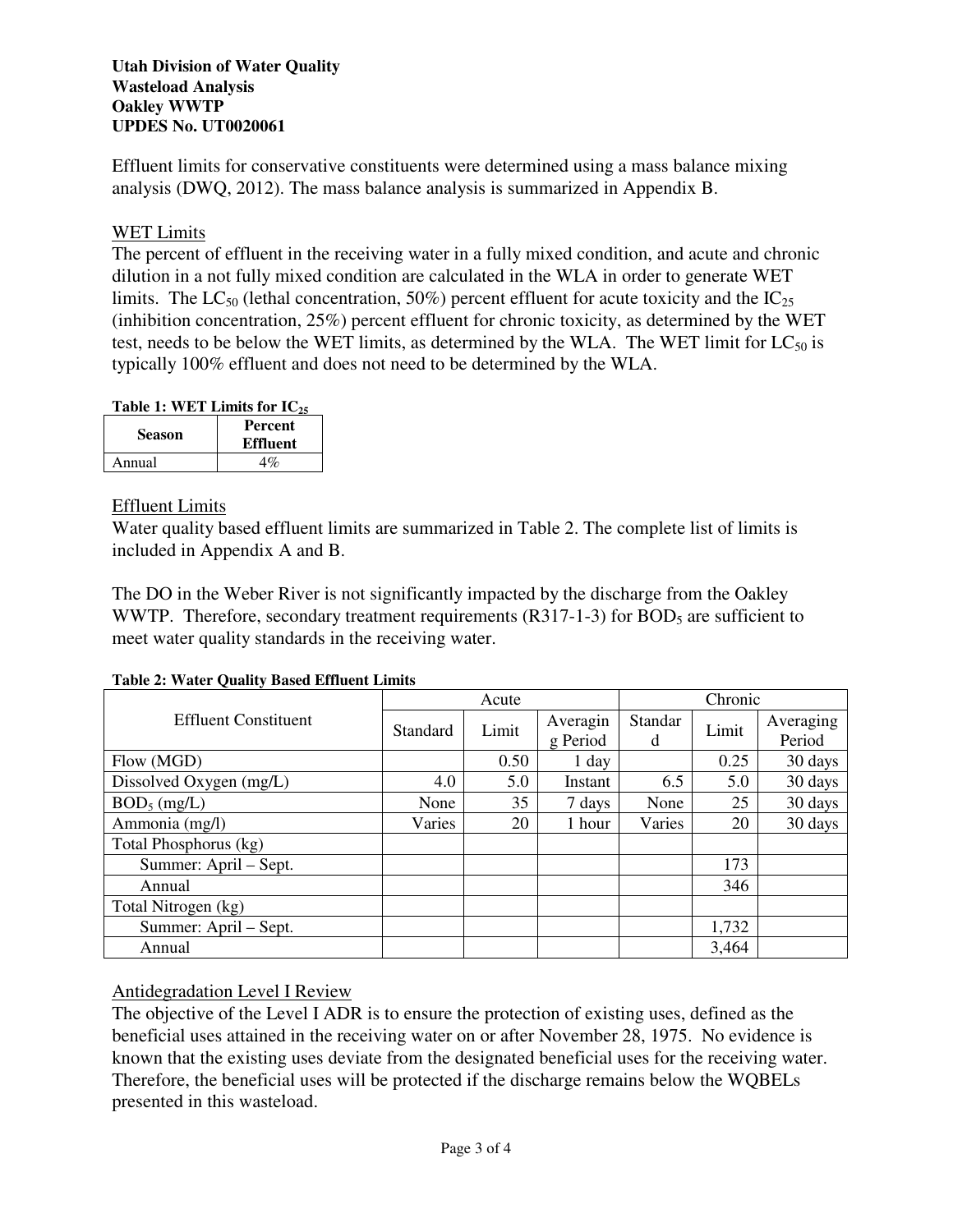Effluent limits for conservative constituents were determined using a mass balance mixing analysis (DWQ, 2012). The mass balance analysis is summarized in Appendix B.

## WET Limits

The percent of effluent in the receiving water in a fully mixed condition, and acute and chronic dilution in a not fully mixed condition are calculated in the WLA in order to generate WET limits. The $LC_{50}$ (lethal concentration, 50%) percent effluent for acute toxicity and the $IC_{25}$ (inhibition concentration, 25%) percent effluent for chronic toxicity, as determined by the WET test, needs to be below the WET limits, as determined by the WLA. The WET limit for $LC_{50}$ is typically 100% effluent and does not need to be determined by the WLA.

**Table 1: WET Limits for $IC_{25}$**

| Season | Percent Effluent |
|---|---|
| Annual | 4% |

## Effluent Limits

Water quality based effluent limits are summarized in Table 2. The complete list of limits is included in Appendix A and B.

The DO in the Weber River is not significantly impacted by the discharge from the Oakley WWTP. Therefore, secondary treatment requirements (R317-1-3) for $BOD_5$ are sufficient to meet water quality standards in the receiving water.

**Table 2: Water Quality Based Effluent Limits**

| Effluent Constituent | Acute | | | Chronic | | |
|---|---|---|---|---|---|---|
| | Standard | Limit | Averaging Period | Standard | Limit | Averaging Period |
| Flow (MGD) | | 0.50 | 1 day | | 0.25 | 30 days |
| Dissolved Oxygen (mg/L) | 4.0 | 5.0 | Instant | 6.5 | 5.0 | 30 days |
| $BOD_5$ (mg/L) | None | 35 | 7 days | None | 25 | 30 days |
| Ammonia (mg/l) | Varies | 20 | 1 hour | Varies | 20 | 30 days |
| Total Phosphorus (kg) | | | | | | |
| Summer: April – Sept. | | | | | 173 | |
| Annual | | | | | 346 | |
| Total Nitrogen (kg) | | | | | | |
| Summer: April – Sept. | | | | | 1,732 | |
| Annual | | | | | 3,464 | |

## Antidegradation Level I Review

The objective of the Level I ADR is to ensure the protection of existing uses, defined as the beneficial uses attained in the receiving water on or after November 28, 1975. No evidence is known that the existing uses deviate from the designated beneficial uses for the receiving water. Therefore, the beneficial uses will be protected if the discharge remains below the WQBELs presented in this wasteload.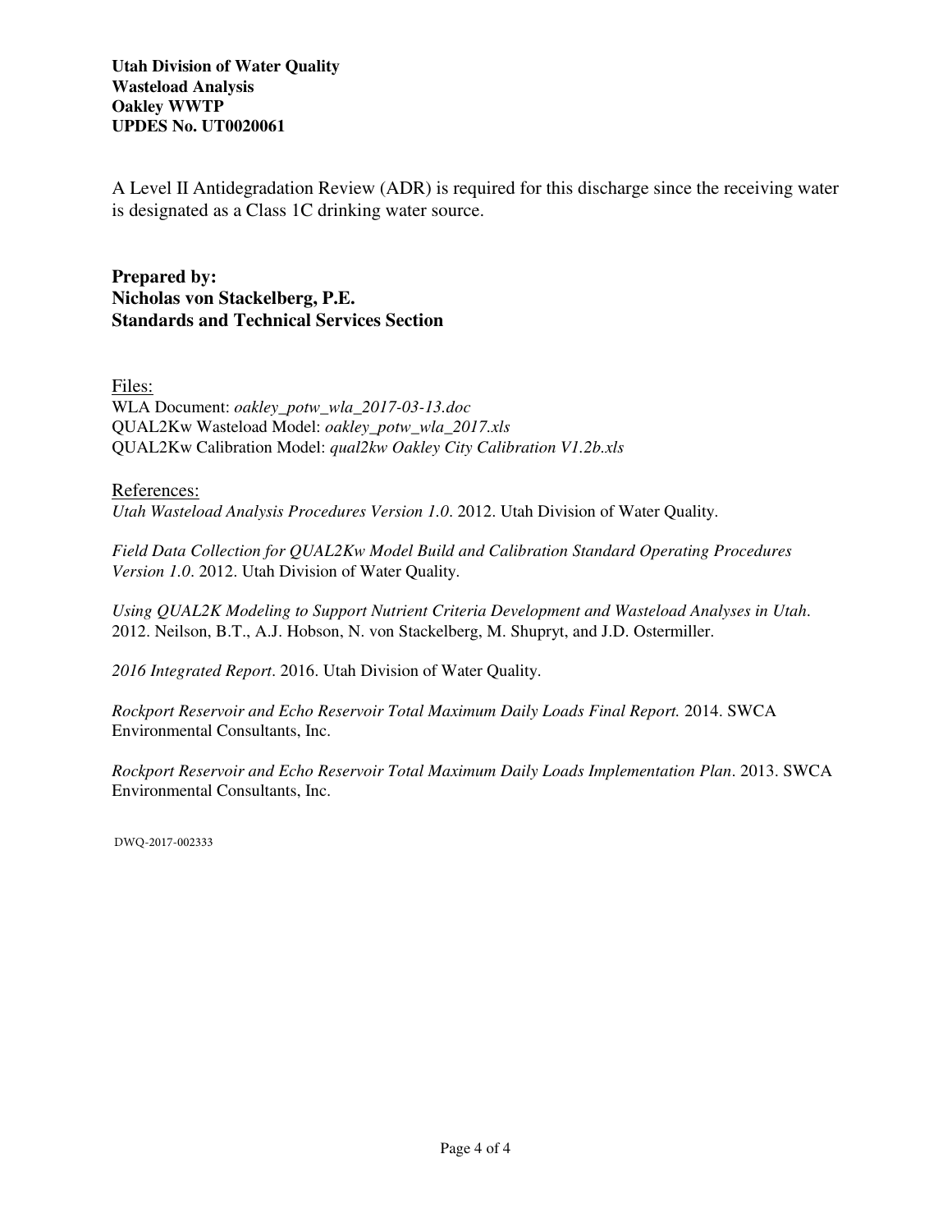**Utah Division of Water Quality**
**Wasteload Analysis**
**Oakley WWTP**
**UPDES No. UT0020061**

A Level II Antidegradation Review (ADR) is required for this discharge since the receiving water is designated as a Class 1C drinking water source.

**Prepared by:**
**Nicholas von Stackelberg, P.E.**
**Standards and Technical Services Section**

Files:
WLA Document: *oakley_potw_wla_2017-03-13.doc*
QUAL2Kw Wasteload Model: *oakley_potw_wla_2017.xls*
QUAL2Kw Calibration Model: *qual2kw Oakley City Calibration V1.2b.xls*

References:
*Utah Wasteload Analysis Procedures Version 1.0*. 2012. Utah Division of Water Quality.

*Field Data Collection for QUAL2Kw Model Build and Calibration Standard Operating Procedures Version 1.0*. 2012. Utah Division of Water Quality.

*Using QUAL2K Modeling to Support Nutrient Criteria Development and Wasteload Analyses in Utah*. 2012. Neilson, B.T., A.J. Hobson, N. von Stackelberg, M. Shupryt, and J.D. Ostermiller.

*2016 Integrated Report*. 2016. Utah Division of Water Quality.

*Rockport Reservoir and Echo Reservoir Total Maximum Daily Loads Final Report.* 2014. SWCA Environmental Consultants, Inc.

*Rockport Reservoir and Echo Reservoir Total Maximum Daily Loads Implementation Plan*. 2013. SWCA Environmental Consultants, Inc.

DWQ-2017-002333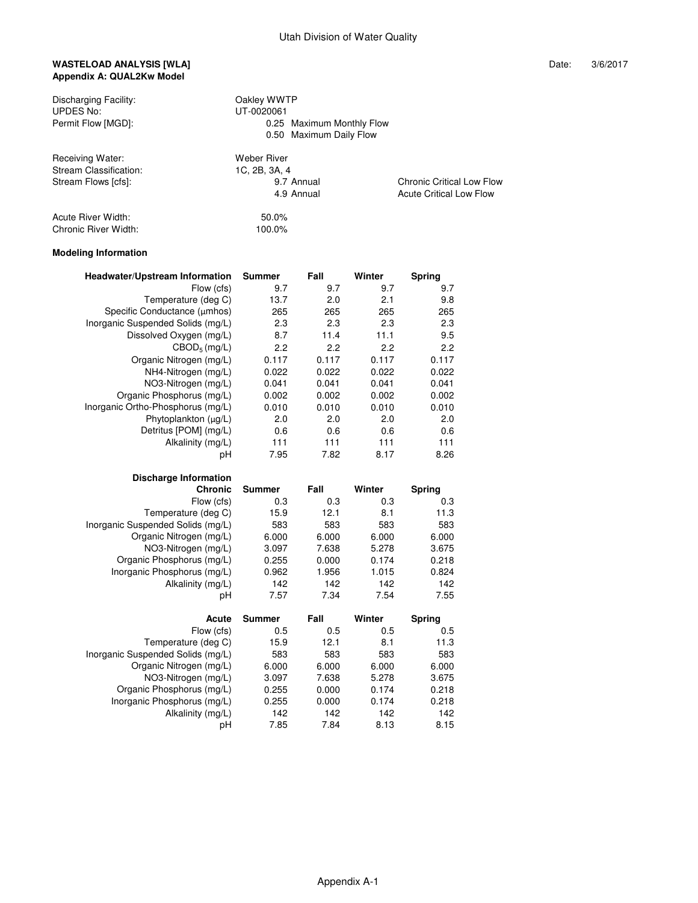Utah Division of Water Quality

**WASTELOAD ANALYSIS [WLA]**
**Appendix A: QUAL2Kw Model**

Date: 3/6/2017

| | | |
|---|---|---|
| Discharging Facility: | Oakley WWTP | |
| UPDES No: | UT-0020061 | |
| Permit Flow [MGD]: | 0.25 Maximum Monthly Flow | |
| | 0.50 Maximum Daily Flow | |
| Receiving Water: | Weber River | |
| Stream Classification: | 1C, 2B, 3A, 4 | |
| Stream Flows [cfs]: | 9.7 Annual | Chronic Critical Low Flow |
| | 4.9 Annual | Acute Critical Low Flow |
| Acute River Width: | 50.0% | |
| Chronic River Width: | 100.0% | |

**Modeling Information**

| Headwater/Upstream Information | Summer | Fall | Winter | Spring |
|---|---|---|---|---|
| Flow (cfs) | 9.7 | 9.7 | 9.7 | 9.7 |
| Temperature (deg C) | 13.7 | 2.0 | 2.1 | 9.8 |
| Specific Conductance (μmhos) | 265 | 265 | 265 | 265 |
| Inorganic Suspended Solids (mg/L) | 2.3 | 2.3 | 2.3 | 2.3 |
| Dissolved Oxygen (mg/L) | 8.7 | 11.4 | 11.1 | 9.5 |
| $CBOD_5$ (mg/L) | 2.2 | 2.2 | 2.2 | 2.2 |
| Organic Nitrogen (mg/L) | 0.117 | 0.117 | 0.117 | 0.117 |
| NH4-Nitrogen (mg/L) | 0.022 | 0.022 | 0.022 | 0.022 |
| NO3-Nitrogen (mg/L) | 0.041 | 0.041 | 0.041 | 0.041 |
| Organic Phosphorus (mg/L) | 0.002 | 0.002 | 0.002 | 0.002 |
| Inorganic Ortho-Phosphorus (mg/L) | 0.010 | 0.010 | 0.010 | 0.010 |
| Phytoplankton (μg/L) | 2.0 | 2.0 | 2.0 | 2.0 |
| Detritus [POM] (mg/L) | 0.6 | 0.6 | 0.6 | 0.6 |
| Alkalinity (mg/L) | 111 | 111 | 111 | 111 |
| pH | 7.95 | 7.82 | 8.17 | 8.26 |

**Discharge Information**

| Chronic | Summer | Fall | Winter | Spring |
|---|---|---|---|---|
| Flow (cfs) | 0.3 | 0.3 | 0.3 | 0.3 |
| Temperature (deg C) | 15.9 | 12.1 | 8.1 | 11.3 |
| Inorganic Suspended Solids (mg/L) | 583 | 583 | 583 | 583 |
| Organic Nitrogen (mg/L) | 6.000 | 6.000 | 6.000 | 6.000 |
| NO3-Nitrogen (mg/L) | 3.097 | 7.638 | 5.278 | 3.675 |
| Organic Phosphorus (mg/L) | 0.255 | 0.000 | 0.174 | 0.218 |
| Inorganic Phosphorus (mg/L) | 0.962 | 1.956 | 1.015 | 0.824 |
| Alkalinity (mg/L) | 142 | 142 | 142 | 142 |
| pH | 7.57 | 7.34 | 7.54 | 7.55 |

| Acute | Summer | Fall | Winter | Spring |
|---|---|---|---|---|
| Flow (cfs) | 0.5 | 0.5 | 0.5 | 0.5 |
| Temperature (deg C) | 15.9 | 12.1 | 8.1 | 11.3 |
| Inorganic Suspended Solids (mg/L) | 583 | 583 | 583 | 583 |
| Organic Nitrogen (mg/L) | 6.000 | 6.000 | 6.000 | 6.000 |
| NO3-Nitrogen (mg/L) | 3.097 | 7.638 | 5.278 | 3.675 |
| Organic Phosphorus (mg/L) | 0.255 | 0.000 | 0.174 | 0.218 |
| Inorganic Phosphorus (mg/L) | 0.255 | 0.000 | 0.174 | 0.218 |
| Alkalinity (mg/L) | 142 | 142 | 142 | 142 |
| pH | 7.85 | 7.84 | 8.13 | 8.15 |

Appendix A-1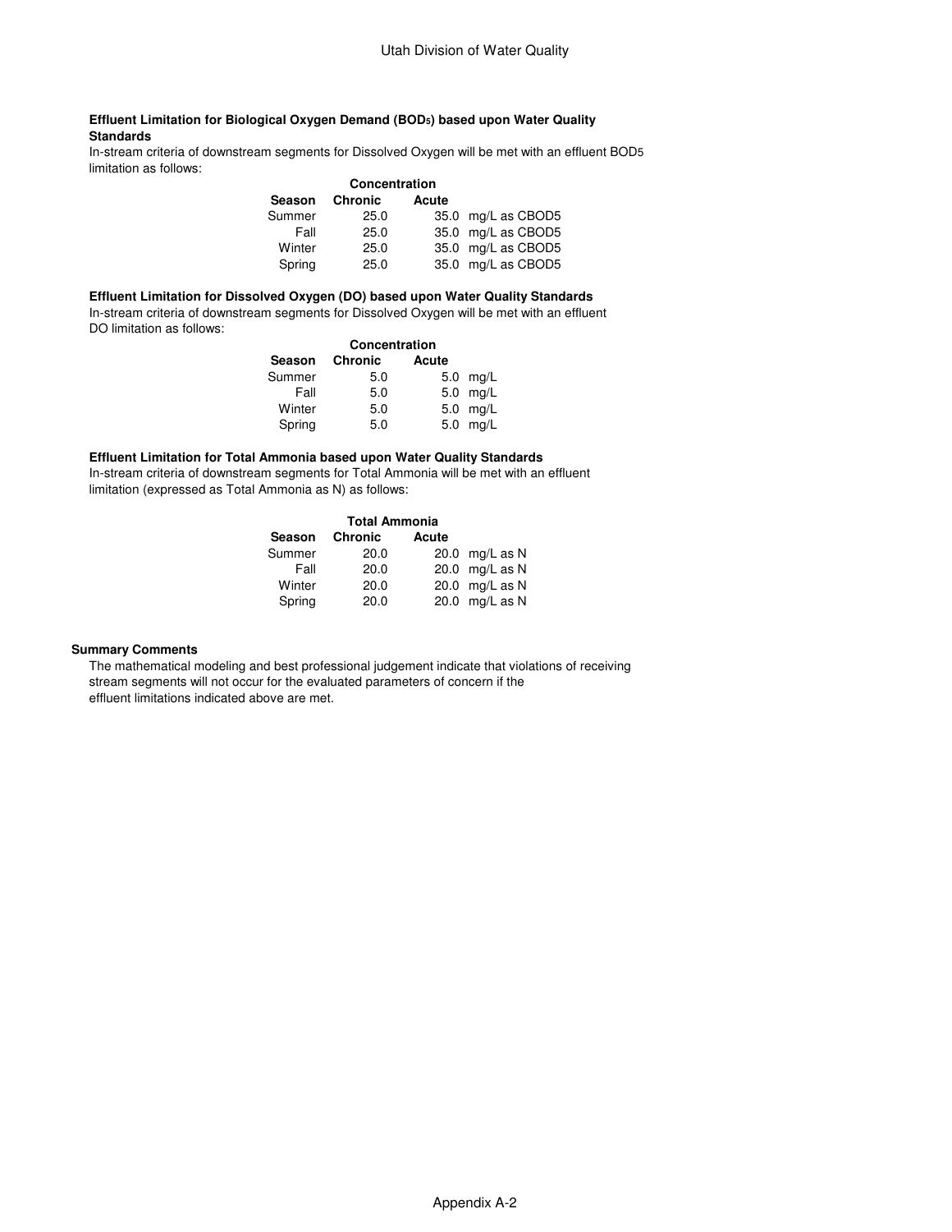**Effluent Limitation for Biological Oxygen Demand ($BOD_5$) based upon Water Quality Standards**

In-stream criteria of downstream segments for Dissolved Oxygen will be met with an effluent $BOD_5$ limitation as follows:

| Season | Concentration | | |
|---|---|---|---|
| | Chronic | Acute | |
| Summer | 25.0 | 35.0 | mg/L as CBOD5 |
| Fall | 25.0 | 35.0 | mg/L as CBOD5 |
| Winter | 25.0 | 35.0 | mg/L as CBOD5 |
| Spring | 25.0 | 35.0 | mg/L as CBOD5 |

**Effluent Limitation for Dissolved Oxygen (DO) based upon Water Quality Standards**

In-stream criteria of downstream segments for Dissolved Oxygen will be met with an effluent DO limitation as follows:

| Season | Concentration | | |
|---|---|---|---|
| | Chronic | Acute | |
| Summer | 5.0 | 5.0 | mg/L |
| Fall | 5.0 | 5.0 | mg/L |
| Winter | 5.0 | 5.0 | mg/L |
| Spring | 5.0 | 5.0 | mg/L |

**Effluent Limitation for Total Ammonia based upon Water Quality Standards**

In-stream criteria of downstream segments for Total Ammonia will be met with an effluent limitation (expressed as Total Ammonia as N) as follows:

| Season | Total Ammonia | | |
|---|---|---|---|
| | Chronic | Acute | |
| Summer | 20.0 | 20.0 | mg/L as N |
| Fall | 20.0 | 20.0 | mg/L as N |
| Winter | 20.0 | 20.0 | mg/L as N |
| Spring | 20.0 | 20.0 | mg/L as N |

**Summary Comments**

The mathematical modeling and best professional judgement indicate that violations of receiving stream segments will not occur for the evaluated parameters of concern if the effluent limitations indicated above are met.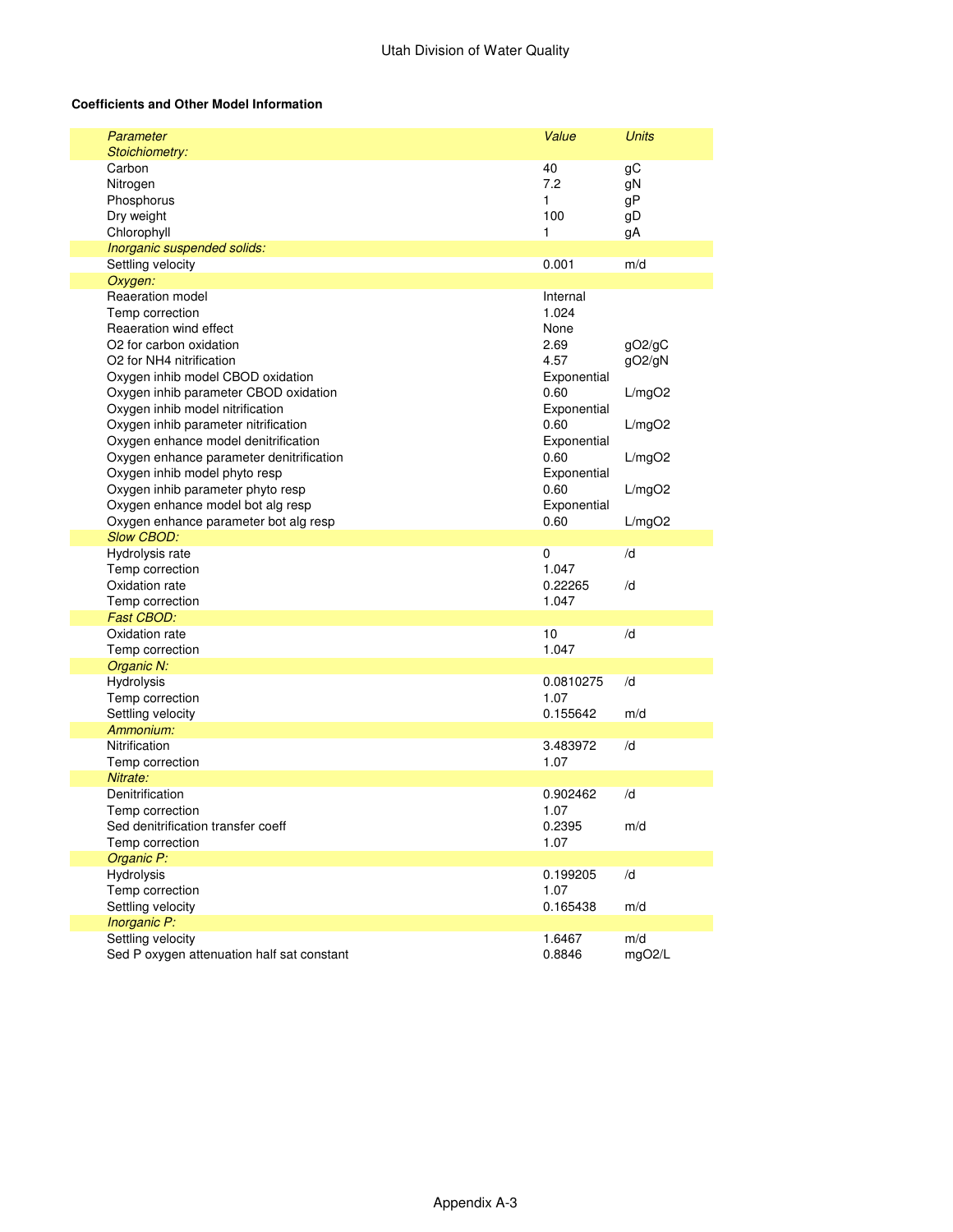**Coefficients and Other Model Information**

| *Parameter* | *Value* | *Units* |
|---|---|---|
| *Stoichiometry:* | | |
| Carbon | 40 | gC |
| Nitrogen | 7.2 | gN |
| Phosphorus | 1 | gP |
| Dry weight | 100 | gD |
| Chlorophyll | 1 | gA |
| *Inorganic suspended solids:* | | |
| Settling velocity | 0.001 | m/d |
| *Oxygen:* | | |
| Reaeration model | Internal | |
| Temp correction | 1.024 | |
| Reaeration wind effect | None | |
| O2 for carbon oxidation | 2.69 | gO2/gC |
| O2 for NH4 nitrification | 4.57 | gO2/gN |
| Oxygen inhib model CBOD oxidation | Exponential | |
| Oxygen inhib parameter CBOD oxidation | 0.60 | L/mgO2 |
| Oxygen inhib model nitrification | Exponential | |
| Oxygen inhib parameter nitrification | 0.60 | L/mgO2 |
| Oxygen enhance model denitrification | Exponential | |
| Oxygen enhance parameter denitrification | 0.60 | L/mgO2 |
| Oxygen inhib model phyto resp | Exponential | |
| Oxygen inhib parameter phyto resp | 0.60 | L/mgO2 |
| Oxygen enhance model bot alg resp | Exponential | |
| Oxygen enhance parameter bot alg resp | 0.60 | L/mgO2 |
| *Slow CBOD:* | | |
| Hydrolysis rate | 0 | /d |
| Temp correction | 1.047 | |
| Oxidation rate | 0.22265 | /d |
| Temp correction | 1.047 | |
| *Fast CBOD:* | | |
| Oxidation rate | 10 | /d |
| Temp correction | 1.047 | |
| *Organic N:* | | |
| Hydrolysis | 0.0810275 | /d |
| Temp correction | 1.07 | |
| Settling velocity | 0.155642 | m/d |
| *Ammonium:* | | |
| Nitrification | 3.483972 | /d |
| Temp correction | 1.07 | |
| *Nitrate:* | | |
| Denitrification | 0.902462 | /d |
| Temp correction | 1.07 | |
| Sed denitrification transfer coeff | 0.2395 | m/d |
| Temp correction | 1.07 | |
| *Organic P:* | | |
| Hydrolysis | 0.199205 | /d |
| Temp correction | 1.07 | |
| Settling velocity | 0.165438 | m/d |
| *Inorganic P:* | | |
| Settling velocity | 1.6467 | m/d |
| Sed P oxygen attenuation half sat constant | 0.8846 | mgO2/L |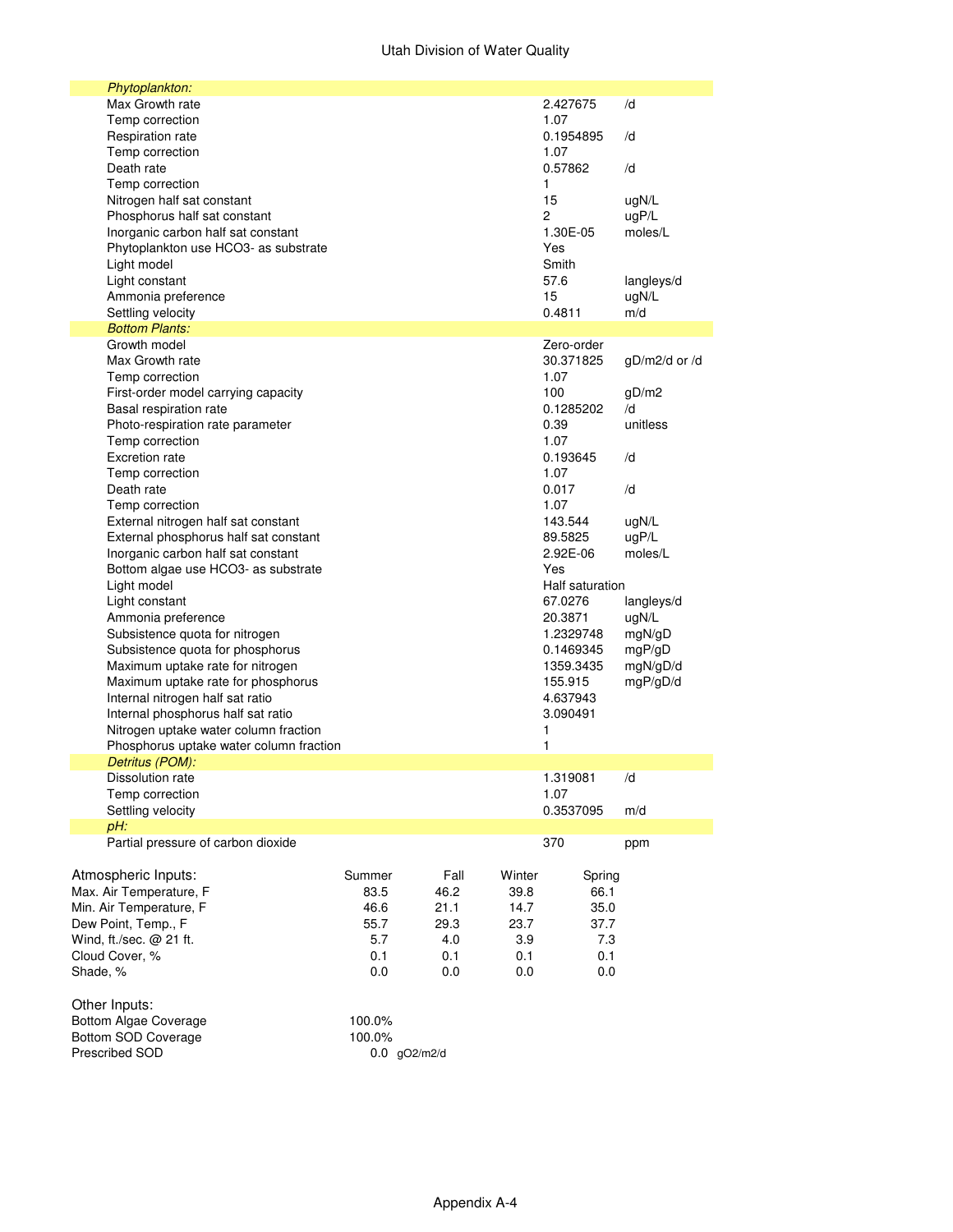| Parameter | Value | Units |
|---|---|---|
| *Phytoplankton:* | | |
| Max Growth rate | 2.427675 | /d |
| Temp correction | 1.07 | |
| Respiration rate | 0.1954895 | /d |
| Temp correction | 1.07 | |
| Death rate | 0.57862 | /d |
| Temp correction | 1 | |
| Nitrogen half sat constant | 15 | ugN/L |
| Phosphorus half sat constant | 2 | ugP/L |
| Inorganic carbon half sat constant | 1.30E-05 | moles/L |
| Phytoplankton use HCO3- as substrate | Yes | |
| Light model | Smith | |
| Light constant | 57.6 | langleys/d |
| Ammonia preference | 15 | ugN/L |
| Settling velocity | 0.4811 | m/d |
| *Bottom Plants:* | | |
| Growth model | Zero-order | |
| Max Growth rate | 30.371825 | gD/m2/d or /d |
| Temp correction | 1.07 | |
| First-order model carrying capacity | 100 | gD/m2 |
| Basal respiration rate | 0.1285202 | /d |
| Photo-respiration rate parameter | 0.39 | unitless |
| Temp correction | 1.07 | |
| Excretion rate | 0.193645 | /d |
| Temp correction | 1.07 | |
| Death rate | 0.017 | /d |
| Temp correction | 1.07 | |
| External nitrogen half sat constant | 143.544 | ugN/L |
| External phosphorus half sat constant | 89.5825 | ugP/L |
| Inorganic carbon half sat constant | 2.92E-06 | moles/L |
| Bottom algae use HCO3- as substrate | Yes | |
| Light model | Half saturation | |
| Light constant | 67.0276 | langleys/d |
| Ammonia preference | 20.3871 | ugN/L |
| Subsistence quota for nitrogen | 1.2329748 | mgN/gD |
| Subsistence quota for phosphorus | 0.1469345 | mgP/gD |
| Maximum uptake rate for nitrogen | 1359.3435 | mgN/gD/d |
| Maximum uptake rate for phosphorus | 155.915 | mgP/gD/d |
| Internal nitrogen half sat ratio | 4.637943 | |
| Internal phosphorus half sat ratio | 3.090491 | |
| Nitrogen uptake water column fraction | 1 | |
| Phosphorus uptake water column fraction | 1 | |
| *Detritus (POM):* | | |
| Dissolution rate | 1.319081 | /d |
| Temp correction | 1.07 | |
| Settling velocity | 0.3537095 | m/d |
| *pH:* | | |
| Partial pressure of carbon dioxide | 370 | ppm |

| Atmospheric Inputs: | Summer | Fall | Winter | Spring |
|---|---|---|---|---|
| Max. Air Temperature, F | 83.5 | 46.2 | 39.8 | 66.1 |
| Min. Air Temperature, F | 46.6 | 21.1 | 14.7 | 35.0 |
| Dew Point, Temp., F | 55.7 | 29.3 | 23.7 | 37.7 |
| Wind, ft./sec. @ 21 ft. | 5.7 | 4.0 | 3.9 | 7.3 |
| Cloud Cover, % | 0.1 | 0.1 | 0.1 | 0.1 |
| Shade, % | 0.0 | 0.0 | 0.0 | 0.0 |

Other Inputs:

| | | |
|---|---|---|
| Bottom Algae Coverage | 100.0% | |
| Bottom SOD Coverage | 100.0% | |
| Prescribed SOD | 0.0 | gO2/m2/d |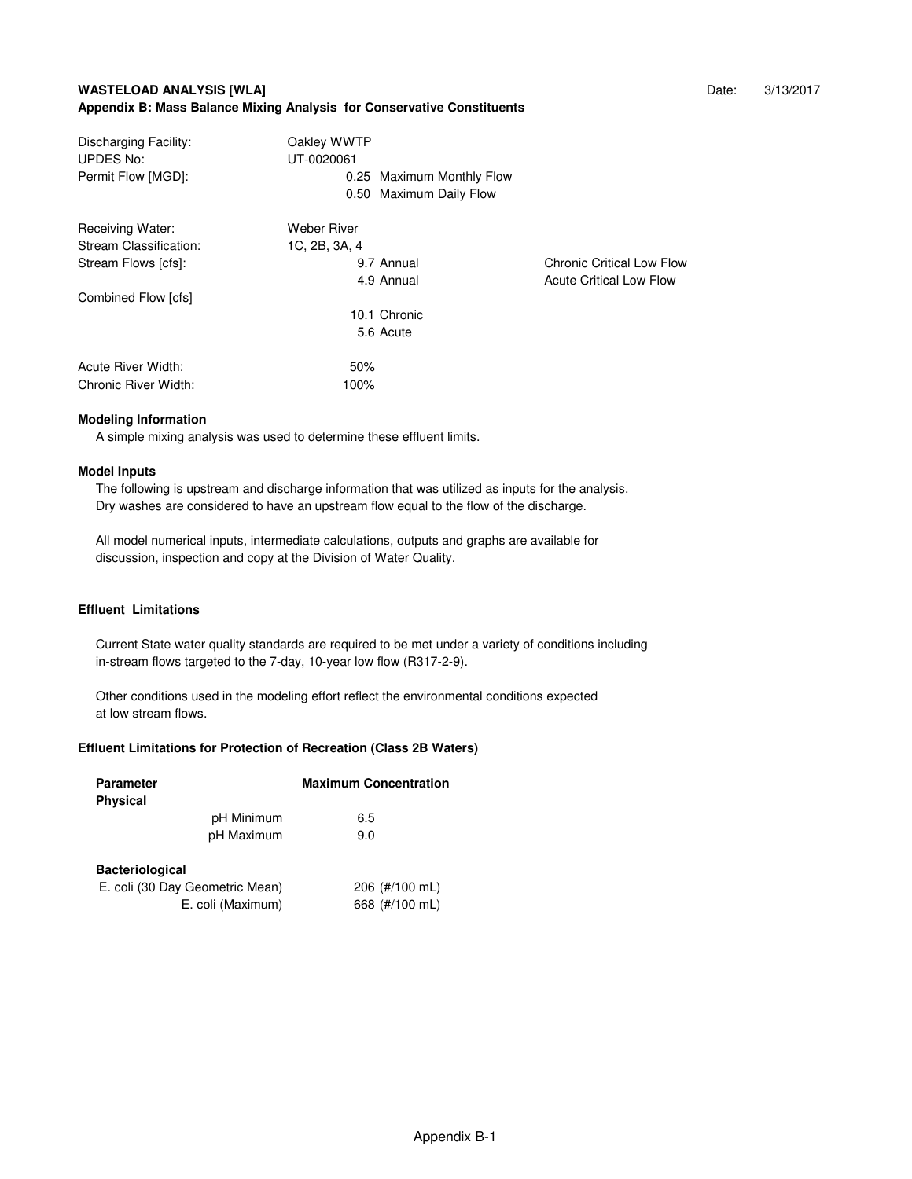**WASTELOAD ANALYSIS [WLA]** Date: 3/13/2017

**Appendix B: Mass Balance Mixing Analysis for Conservative Constituents**

| | | |
|---|---|---|
| Discharging Facility: | Oakley WWTP | |
| UPDES No: | UT-0020061 | |
| Permit Flow [MGD]: | 0.25 Maximum Monthly Flow | |
| | 0.50 Maximum Daily Flow | |
| Receiving Water: | Weber River | |
| Stream Classification: | 1C, 2B, 3A, 4 | |
| Stream Flows [cfs]: | 9.7 Annual | Chronic Critical Low Flow |
| | 4.9 Annual | Acute Critical Low Flow |
| Combined Flow [cfs] | | |
| | 10.1 Chronic | |
| | 5.6 Acute | |
| Acute River Width: | 50% | |
| Chronic River Width: | 100% | |

**Modeling Information**

A simple mixing analysis was used to determine these effluent limits.

**Model Inputs**

The following is upstream and discharge information that was utilized as inputs for the analysis.
Dry washes are considered to have an upstream flow equal to the flow of the discharge.

All model numerical inputs, intermediate calculations, outputs and graphs are available for discussion, inspection and copy at the Division of Water Quality.

**Effluent Limitations**

Current State water quality standards are required to be met under a variety of conditions including in-stream flows targeted to the 7-day, 10-year low flow (R317-2-9).

Other conditions used in the modeling effort reflect the environmental conditions expected at low stream flows.

**Effluent Limitations for Protection of Recreation (Class 2B Waters)**

| Parameter | Maximum Concentration |
|---|---|
| **Physical** | |
| pH Minimum | 6.5 |
| pH Maximum | 9.0 |
| **Bacteriological** | |
| E. coli (30 Day Geometric Mean) | 206 (#/100 mL) |
| E. coli (Maximum) | 668 (#/100 mL) |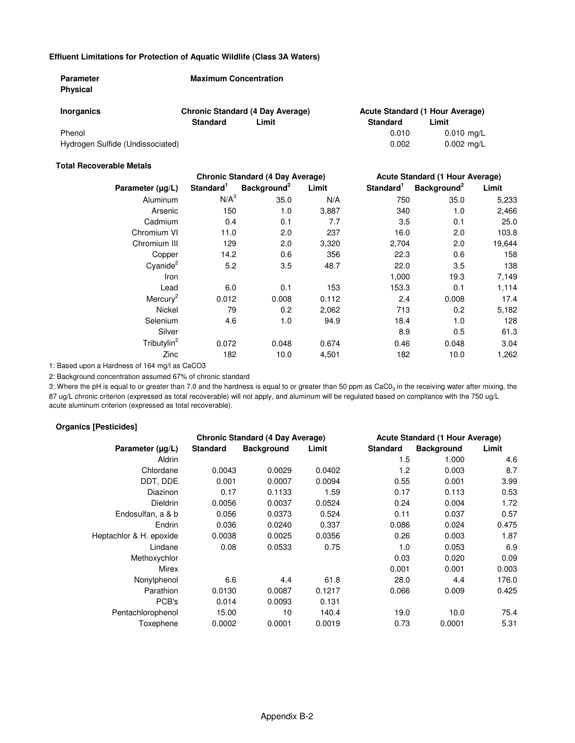**Effluent Limitations for Protection of Aquatic Wildlife (Class 3A Waters)**

| Parameter | Maximum Concentration | | | |
|---|---|---|---|---|
| **Physical** | | | | |
| **Inorganics** | **Chronic Standard (4 Day Average)** | | **Acute Standard (1 Hour Average)** | |
| | **Standard** | **Limit** | **Standard** | **Limit** |
| Phenol | | | 0.010 | 0.010 mg/L |
| Hydrogen Sulfide (Undissociated) | | | 0.002 | 0.002 mg/L |

**Total Recoverable Metals**

| | Chronic Standard (4 Day Average) | | | Acute Standard (1 Hour Average) | | |
|---|---|---|---|---|---|---|
| **Parameter (µg/L)** | **Standard[1]** | **Background[2]** | **Limit** | **Standard[1]** | **Background[2]** | **Limit** |
| Aluminum | N/A[3] | 35.0 | N/A | 750 | 35.0 | 5,233 |
| Arsenic | 150 | 1.0 | 3,887 | 340 | 1.0 | 2,466 |
| Cadmium | 0.4 | 0.1 | 7.7 | 3.5 | 0.1 | 25.0 |
| Chromium VI | 11.0 | 2.0 | 237 | 16.0 | 2.0 | 103.8 |
| Chromium III | 129 | 2.0 | 3,320 | 2,704 | 2.0 | 19,644 |
| Copper | 14.2 | 0.6 | 356 | 22.3 | 0.6 | 158 |
| Cyanide[2] | 5.2 | 3.5 | 48.7 | 22.0 | 3.5 | 138 |
| Iron | | | | 1,000 | 19.3 | 7,149 |
| Lead | 6.0 | 0.1 | 153 | 153.3 | 0.1 | 1,114 |
| Mercury[2] | 0.012 | 0.008 | 0.112 | 2.4 | 0.008 | 17.4 |
| Nickel | 79 | 0.2 | 2,062 | 713 | 0.2 | 5,182 |
| Selenium | 4.6 | 1.0 | 94.9 | 18.4 | 1.0 | 128 |
| Silver | | | | 8.9 | 0.5 | 61.3 |
| Tributylin[2] | 0.072 | 0.048 | 0.674 | 0.46 | 0.048 | 3.04 |
| Zinc | 182 | 10.0 | 4,501 | 182 | 10.0 | 1,262 |

1: Based upon a Hardness of 164 mg/l as $CaCO_3$

2: Background concentration assumed 67% of chronic standard

3: Where the pH is equal to or greater than 7.0 and the hardness is equal to or greater than 50 ppm as $CaCO_3$ in the receiving water after mixing, the 87 ug/L chronic criterion (expressed as total recoverable) will not apply, and aluminum will be regulated based on compliance with the 750 ug/L acute aluminum criterion (expressed as total recoverable).

**Organics [Pesticides]**

| | Chronic Standard (4 Day Average) | | | Acute Standard (1 Hour Average) | | |
|---|---|---|---|---|---|---|
| **Parameter (µg/L)** | **Standard** | **Background** | **Limit** | **Standard** | **Background** | **Limit** |
| Aldrin | | | | 1.5 | 1.000 | 4.6 |
| Chlordane | 0.0043 | 0.0029 | 0.0402 | 1.2 | 0.003 | 8.7 |
| DDT, DDE | 0.001 | 0.0007 | 0.0094 | 0.55 | 0.001 | 3.99 |
| Diazinon | 0.17 | 0.1133 | 1.59 | 0.17 | 0.113 | 0.53 |
| Dieldrin | 0.0056 | 0.0037 | 0.0524 | 0.24 | 0.004 | 1.72 |
| Endosulfan, a & b | 0.056 | 0.0373 | 0.524 | 0.11 | 0.037 | 0.57 |
| Endrin | 0.036 | 0.0240 | 0.337 | 0.086 | 0.024 | 0.475 |
| Heptachlor & H. epoxide | 0.0038 | 0.0025 | 0.0356 | 0.26 | 0.003 | 1.87 |
| Lindane | 0.08 | 0.0533 | 0.75 | 1.0 | 0.053 | 6.9 |
| Methoxychlor | | | | 0.03 | 0.020 | 0.09 |
| Mirex | | | | 0.001 | 0.001 | 0.003 |
| Nonylphenol | 6.6 | 4.4 | 61.8 | 28.0 | 4.4 | 176.0 |
| Parathion | 0.0130 | 0.0087 | 0.1217 | 0.066 | 0.009 | 0.425 |
| PCB's | 0.014 | 0.0093 | 0.131 | | | |
| Pentachlorophenol | 15.00 | 10 | 140.4 | 19.0 | 10.0 | 75.4 |
| Toxephene | 0.0002 | 0.0001 | 0.0019 | 0.73 | 0.0001 | 5.31 |

Appendix B-2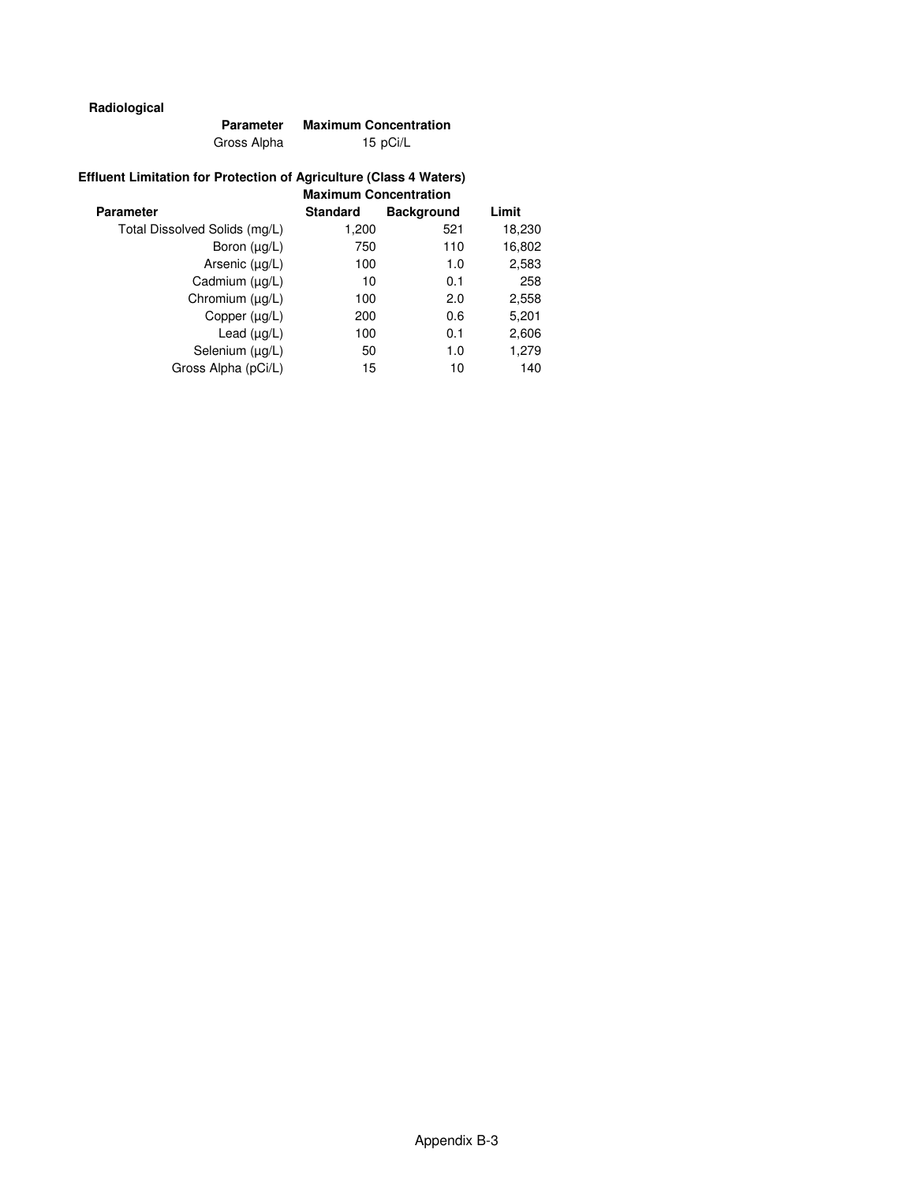**Radiological**

| Parameter | Maximum Concentration |
|---|---|
| Gross Alpha | 15 pCi/L |

**Effluent Limitation for Protection of Agriculture (Class 4 Waters)**

| | Maximum Concentration | | |
|---|---|---|---|
| Parameter | Standard | Background | Limit |
| Total Dissolved Solids (mg/L) | 1,200 | 521 | 18,230 |
| Boron (µg/L) | 750 | 110 | 16,802 |
| Arsenic (µg/L) | 100 | 1.0 | 2,583 |
| Cadmium (µg/L) | 10 | 0.1 | 258 |
| Chromium (µg/L) | 100 | 2.0 | 2,558 |
| Copper (µg/L) | 200 | 0.6 | 5,201 |
| Lead (µg/L) | 100 | 0.1 | 2,606 |
| Selenium (µg/L) | 50 | 1.0 | 1,279 |
| Gross Alpha (pCi/L) | 15 | 10 | 140 |

Appendix B-3